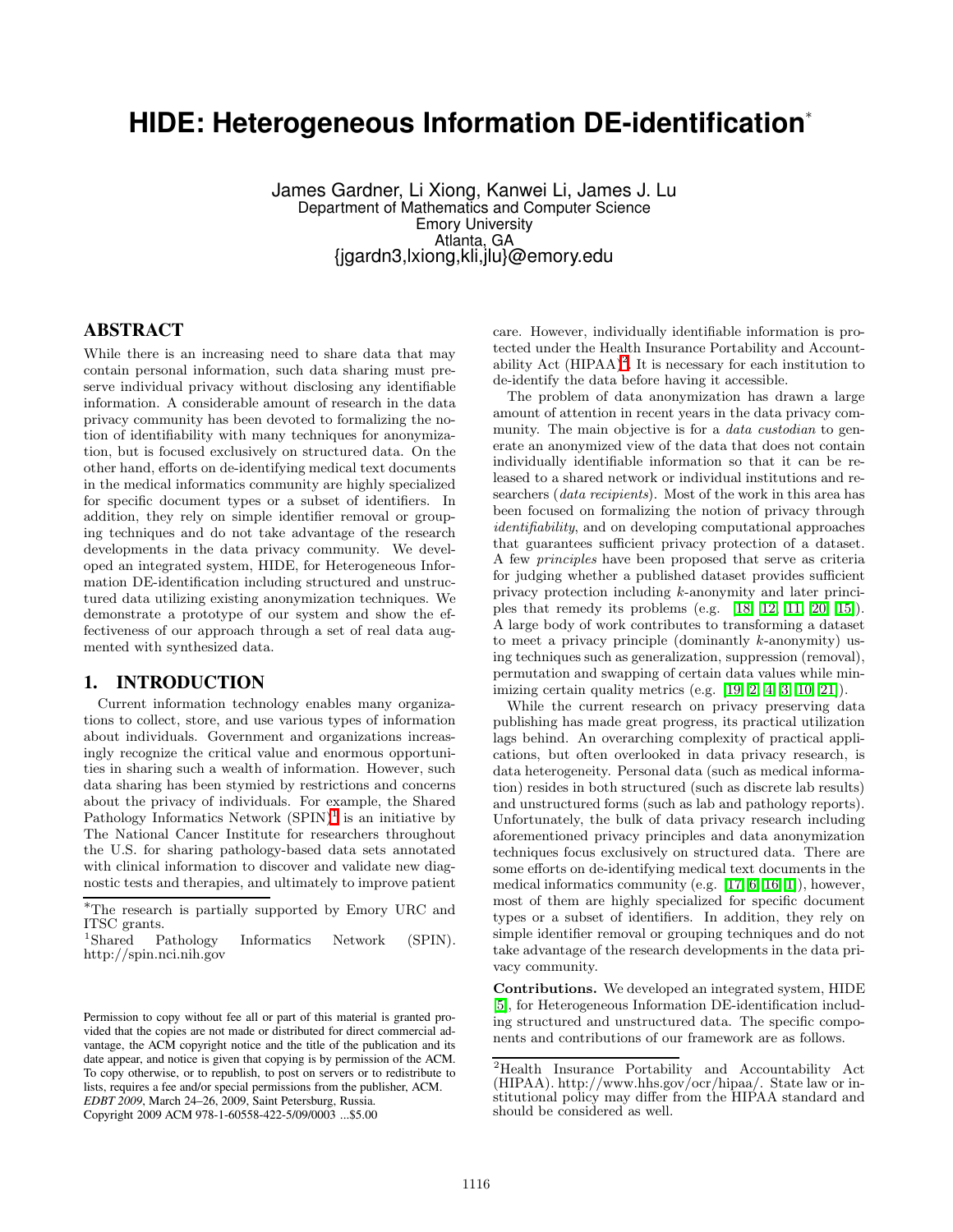# HIDE: Heterogeneous Information DE-identification*

James Gardner, Li Xiong, Kanwei Li, James J. Lu
Department of Mathematics and Computer Science
Emory University
Atlanta, GA
{jgardn3,lxiong,kli,jlu}@emory.edu

## ABSTRACT

While there is an increasing need to share data that may contain personal information, such data sharing must preserve individual privacy without disclosing any identifiable information. A considerable amount of research in the data privacy community has been devoted to formalizing the notion of identifiability with many techniques for anonymization, but is focused exclusively on structured data. On the other hand, efforts on de-identifying medical text documents in the medical informatics community are highly specialized for specific document types or a subset of identifiers. In addition, they rely on simple identifier removal or grouping techniques and do not take advantage of the research developments in the data privacy community. We developed an integrated system, HIDE, for Heterogeneous Information DE-identification including structured and unstructured data utilizing existing anonymization techniques. We demonstrate a prototype of our system and show the effectiveness of our approach through a set of real data augmented with synthesized data.

## 1. INTRODUCTION

Current information technology enables many organizations to collect, store, and use various types of information about individuals. Government and organizations increasingly recognize the critical value and enormous opportunities in sharing such a wealth of information. However, such data sharing has been stymied by restrictions and concerns about the privacy of individuals. For example, the Shared Pathology Informatics Network (SPIN)[1] is an initiative by The National Cancer Institute for researchers throughout the U.S. for sharing pathology-based data sets annotated with clinical information to discover and validate new diagnostic tests and therapies, and ultimately to improve patient care. However, individually identifiable information is protected under the Health Insurance Portability and Accountability Act (HIPAA)[2]. It is necessary for each institution to de-identify the data before having it accessible.

The problem of data anonymization has drawn a large amount of attention in recent years in the data privacy community. The main objective is for a *data custodian* to generate an anonymized view of the data that does not contain individually identifiable information so that it can be released to a shared network or individual institutions and researchers (*data recipients*). Most of the work in this area has been focused on formalizing the notion of privacy through *identifiability*, and on developing computational approaches that guarantees sufficient privacy protection of a dataset. A few *principles* have been proposed that serve as criteria for judging whether a published dataset provides sufficient privacy protection including $k$-anonymity and later principles that remedy its problems (e.g. [18, 12, 11, 20, 15]). A large body of work contributes to transforming a dataset to meet a privacy principle (dominantly $k$-anonymity) using techniques such as generalization, suppression (removal), permutation and swapping of certain data values while minimizing certain quality metrics (e.g. [19, 2, 4, 3, 10, 21]).

While the current research on privacy preserving data publishing has made great progress, its practical utilization lags behind. An overarching complexity of practical applications, but often overlooked in data privacy research, is data heterogeneity. Personal data (such as medical information) resides in both structured (such as discrete lab results) and unstructured forms (such as lab and pathology reports). Unfortunately, the bulk of data privacy research including aforementioned privacy principles and data anonymization techniques focus exclusively on structured data. There are some efforts on de-identifying medical text documents in the medical informatics community (e.g. [17, 6, 16, 1]), however, most of them are highly specialized for specific document types or a subset of identifiers. In addition, they rely on simple identifier removal or grouping techniques and do not take advantage of the research developments in the data privacy community.

**Contributions.** We developed an integrated system, HIDE [5], for Heterogeneous Information DE-identification including structured and unstructured data. The specific components and contributions of our framework are as follows.

*The research is partially supported by Emory URC and ITSC grants.

[1]Shared Pathology Informatics Network (SPIN). http://spin.nci.nih.gov

[2]Health Insurance Portability and Accountability Act (HIPAA). http://www.hhs.gov/ocr/hipaa/. State law or institutional policy may differ from the HIPAA standard and should be considered as well.

Permission to copy without fee all or part of this material is granted provided that the copies are not made or distributed for direct commercial advantage, the ACM copyright notice and the title of the publication and its date appear, and notice is given that copying is by permission of the ACM. To copy otherwise, or to republish, to post on servers or to redistribute to lists, requires a fee and/or special permissions from the publisher, ACM. *EDBT 2009*, March 24–26, 2009, Saint Petersburg, Russia.
Copyright 2009 ACM 978-1-60558-422-5/09/0003 ...$5.00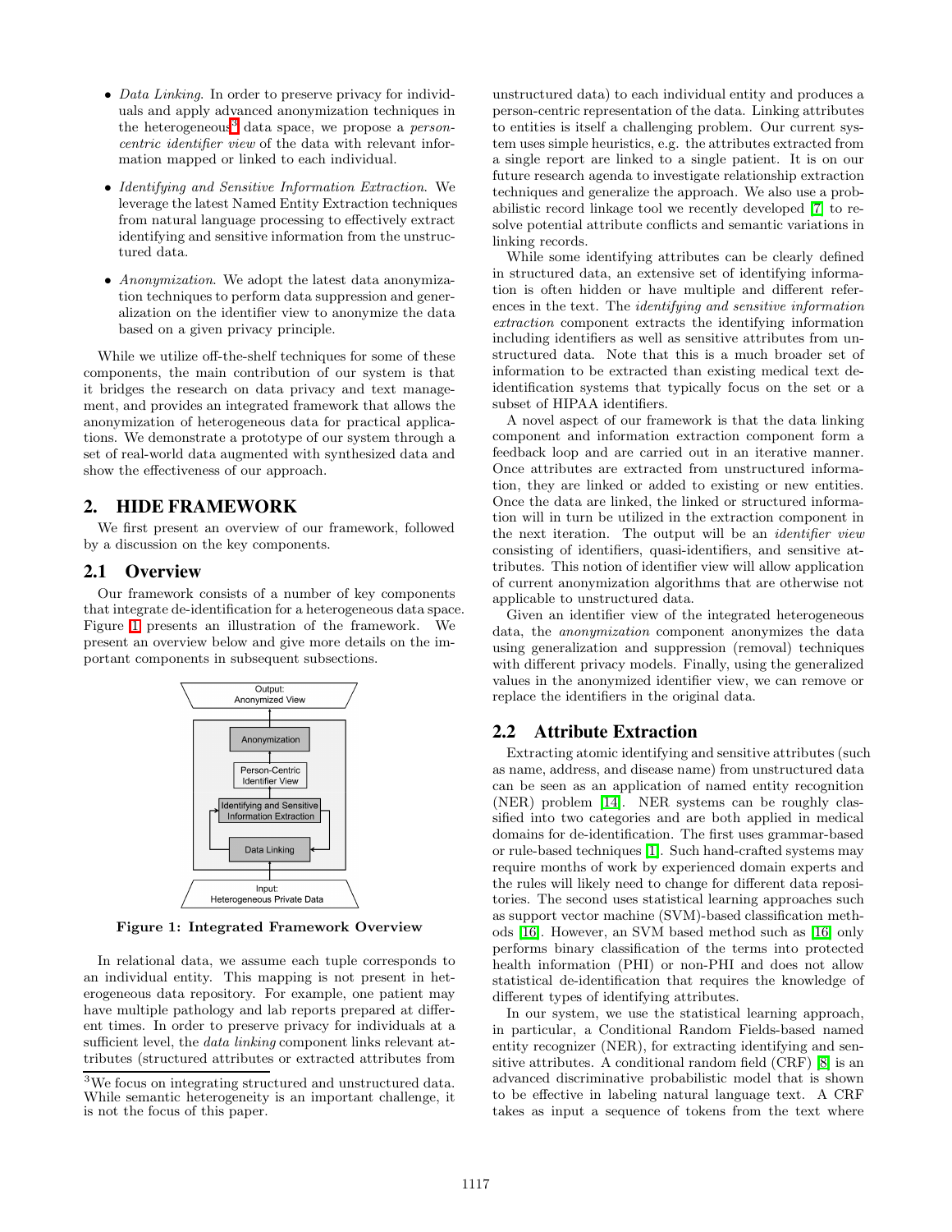- *Data Linking*. In order to preserve privacy for individuals and apply advanced anonymization techniques in the heterogeneous[3] data space, we propose a *person-centric identifier view* of the data with relevant information mapped or linked to each individual.
- *Identifying and Sensitive Information Extraction*. We leverage the latest Named Entity Extraction techniques from natural language processing to effectively extract identifying and sensitive information from the unstructured data.
- *Anonymization*. We adopt the latest data anonymization techniques to perform data suppression and generalization on the identifier view to anonymize the data based on a given privacy principle.

While we utilize off-the-shelf techniques for some of these components, the main contribution of our system is that it bridges the research on data privacy and text management, and provides an integrated framework that allows the anonymization of heterogeneous data for practical applications. We demonstrate a prototype of our system through a set of real-world data augmented with synthesized data and show the effectiveness of our approach.

## 2. HIDE FRAMEWORK

We first present an overview of our framework, followed by a discussion on the key components.

### 2.1 Overview

Our framework consists of a number of key components that integrate de-identification for a heterogeneous data space. Figure 1 presents an illustration of the framework. We present an overview below and give more details on the important components in subsequent subsections.

Output: Anonymized View

Anonymization

Person-Centric Identifier View

Identifying and Sensitive Information Extraction

Data Linking

Input: Heterogeneous Private Data

**Figure 1: Integrated Framework Overview**

In relational data, we assume each tuple corresponds to an individual entity. This mapping is not present in heterogeneous data repository. For example, one patient may have multiple pathology and lab reports prepared at different times. In order to preserve privacy for individuals at a sufficient level, the *data linking* component links relevant attributes (structured attributes or extracted attributes from unstructured data) to each individual entity and produces a person-centric representation of the data. Linking attributes to entities is itself a challenging problem. Our current system uses simple heuristics, e.g. the attributes extracted from a single report are linked to a single patient. It is on our future research agenda to investigate relationship extraction techniques and generalize the approach. We also use a probabilistic record linkage tool we recently developed [7] to resolve potential attribute conflicts and semantic variations in linking records.

While some identifying attributes can be clearly defined in structured data, an extensive set of identifying information is often hidden or have multiple and different references in the text. The *identifying and sensitive information extraction* component extracts the identifying information including identifiers as well as sensitive attributes from unstructured data. Note that this is a much broader set of information to be extracted than existing medical text de-identification systems that typically focus on the set or a subset of HIPAA identifiers.

A novel aspect of our framework is that the data linking component and information extraction component form a feedback loop and are carried out in an iterative manner. Once attributes are extracted from unstructured information, they are linked or added to existing or new entities. Once the data are linked, the linked or structured information will in turn be utilized in the extraction component in the next iteration. The output will be an *identifier view* consisting of identifiers, quasi-identifiers, and sensitive attributes. This notion of identifier view will allow application of current anonymization algorithms that are otherwise not applicable to unstructured data.

Given an identifier view of the integrated heterogeneous data, the *anonymization* component anonymizes the data using generalization and suppression (removal) techniques with different privacy models. Finally, using the generalized values in the anonymized identifier view, we can remove or replace the identifiers in the original data.

### 2.2 Attribute Extraction

Extracting atomic identifying and sensitive attributes (such as name, address, and disease name) from unstructured data can be seen as an application of named entity recognition (NER) problem [14]. NER systems can be roughly classified into two categories and are both applied in medical domains for de-identification. The first uses grammar-based or rule-based techniques [1]. Such hand-crafted systems may require months of work by experienced domain experts and the rules will likely need to change for different data repositories. The second uses statistical learning approaches such as support vector machine (SVM)-based classification methods [16]. However, an SVM based method such as [16] only performs binary classification of the terms into protected health information (PHI) or non-PHI and does not allow statistical de-identification that requires the knowledge of different types of identifying attributes.

In our system, we use the statistical learning approach, in particular, a Conditional Random Fields-based named entity recognizer (NER), for extracting identifying and sensitive attributes. A conditional random field (CRF) [8] is an advanced discriminative probabilistic model that is shown to be effective in labeling natural language text. A CRF takes as input a sequence of tokens from the text where

[3]We focus on integrating structured and unstructured data. While semantic heterogeneity is an important challenge, it is not the focus of this paper.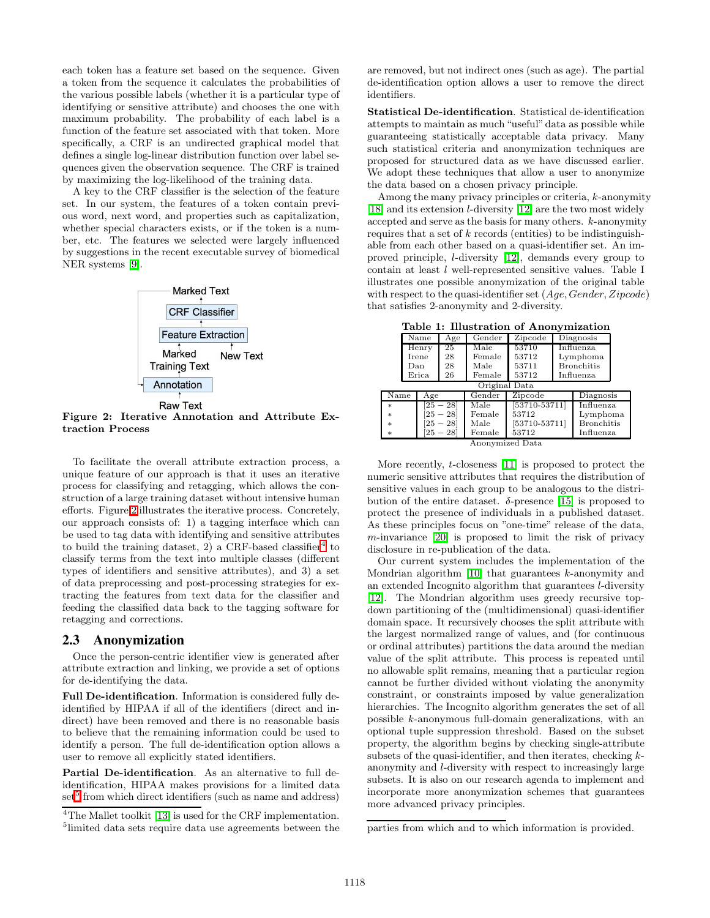each token has a feature set based on the sequence. Given a token from the sequence it calculates the probabilities of the various possible labels (whether it is a particular type of identifying or sensitive attribute) and chooses the one with maximum probability. The probability of each label is a function of the feature set associated with that token. More specifically, a CRF is an undirected graphical model that defines a single log-linear distribution function over label sequences given the observation sequence. The CRF is trained by maximizing the log-likelihood of the training data.

A key to the CRF classifier is the selection of the feature set. In our system, the features of a token contain previous word, next word, and properties such as capitalization, whether special characters exists, or if the token is a number, etc. The features we selected were largely influenced by suggestions in the recent executable survey of biomedical NER systems [9].

Marked Text

CRF Classifier

Feature Extraction

Marked Training Text

New Text

Annotation

Raw Text

**Figure 2: Iterative Annotation and Attribute Extraction Process**

To facilitate the overall attribute extraction process, a unique feature of our approach is that it uses an iterative process for classifying and retagging, which allows the construction of a large training dataset without intensive human efforts. Figure 2 illustrates the iterative process. Concretely, our approach consists of: 1) a tagging interface which can be used to tag data with identifying and sensitive attributes to build the training dataset, 2) a CRF-based classifier[4] to classify terms from the text into multiple classes (different types of identifiers and sensitive attributes), and 3) a set of data preprocessing and post-processing strategies for extracting the features from text data for the classifier and feeding the classified data back to the tagging software for retagging and corrections.

## 2.3 Anonymization

Once the person-centric identifier view is generated after attribute extraction and linking, we provide a set of options for de-identifying the data.

**Full De-identification**. Information is considered fully de-identified by HIPAA if all of the identifiers (direct and indirect) have been removed and there is no reasonable basis to believe that the remaining information could be used to identify a person. The full de-identification option allows a user to remove all explicitly stated identifiers.

**Partial De-identification**. As an alternative to full de-identification, HIPAA makes provisions for a limited data set[5] from which direct identifiers (such as name and address) are removed, but not indirect ones (such as age). The partial de-identification option allows a user to remove the direct identifiers.

**Statistical De-identification**. Statistical de-identification attempts to maintain as much "useful" data as possible while guaranteeing statistically acceptable data privacy. Many such statistical criteria and anonymization techniques are proposed for structured data as we have discussed earlier. We adopt these techniques that allow a user to anonymize the data based on a chosen privacy principle.

Among the many privacy principles or criteria, $k$-anonymity [18] and its extension $l$-diversity [12] are the two most widely accepted and serve as the basis for many others. $k$-anonymity requires that a set of $k$ records (entities) to be indistinguishable from each other based on a quasi-identifier set. An improved principle, $l$-diversity [12], demands every group to contain at least $l$ well-represented sensitive values. Table I illustrates one possible anonymization of the original table with respect to the quasi-identifier set $(Age, Gender, Zipcode)$ that satisfies 2-anonymity and 2-diversity.

**Table 1: Illustration of Anonymization**

| Name | Age | Gender | Zipcode | Diagnosis |
|---|---|---|---|---|
| Henry | 25 | Male | 53710 | Influenza |
| Irene | 28 | Female | 53712 | Lymphoma |
| Dan | 28 | Male | 53711 | Bronchitis |
| Erica | 26 | Female | 53712 | Influenza |

Original Data

| Name | Age | Gender | Zipcode | Diagnosis |
|---|---|---|---|---|
| * | [25 − 28] | Male | [53710-53711] | Influenza |
| * | [25 − 28] | Female | 53712 | Lymphoma |
| * | [25 − 28] | Male | [53710-53711] | Bronchitis |
| * | [25 − 28] | Female | 53712 | Influenza |

Anonymized Data

More recently, $t$-closeness [11] is proposed to protect the numeric sensitive attributes that requires the distribution of sensitive values in each group to be analogous to the distribution of the entire dataset. $\delta$-presence [15] is proposed to protect the presence of individuals in a published dataset. As these principles focus on "one-time" release of the data, $m$-invariance [20] is proposed to limit the risk of privacy disclosure in re-publication of the data.

Our current system includes the implementation of the Mondrian algorithm [10] that guarantees $k$-anonymity and an extended Incognito algorithm that guarantees $l$-diversity [12]. The Mondrian algorithm uses greedy recursive top-down partitioning of the (multidimensional) quasi-identifier domain space. It recursively chooses the split attribute with the largest normalized range of values, and (for continuous or ordinal attributes) partitions the data around the median value of the split attribute. This process is repeated until no allowable split remains, meaning that a particular region cannot be further divided without violating the anonymity constraint, or constraints imposed by value generalization hierarchies. The Incognito algorithm generates the set of all possible $k$-anonymous full-domain generalizations, with an optional tuple suppression threshold. Based on the subset property, the algorithm begins by checking single-attribute subsets of the quasi-identifier, and then iterates, checking $k$-anonymity and $l$-diversity with respect to increasingly large subsets. It is also on our research agenda to implement and incorporate more anonymization schemes that guarantees more advanced privacy principles.

[4] The Mallet toolkit [13] is used for the CRF implementation.

[5] limited data sets require data use agreements between the parties from which and to which information is provided.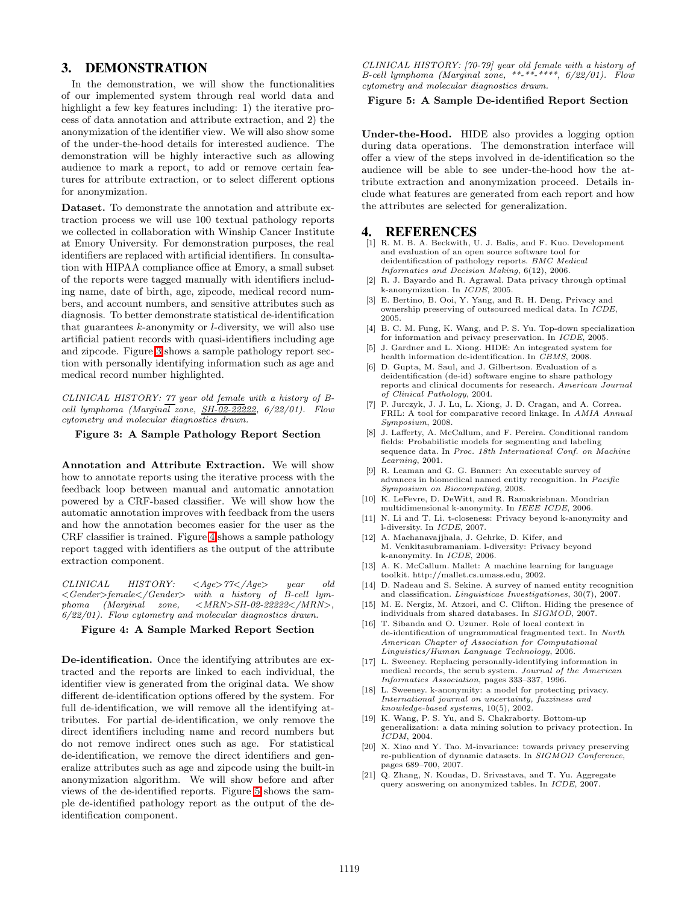## 3. DEMONSTRATION

In the demonstration, we will show the functionalities of our implemented system through real world data and highlight a few key features including: 1) the iterative process of data annotation and attribute extraction, and 2) the anonymization of the identifier view. We will also show some of the under-the-hood details for interested audience. The demonstration will be highly interactive such as allowing audience to mark a report, to add or remove certain features for attribute extraction, or to select different options for anonymization.

**Dataset.** To demonstrate the annotation and attribute extraction process we will use 100 textual pathology reports we collected in collaboration with Winship Cancer Institute at Emory University. For demonstration purposes, the real identifiers are replaced with artificial identifiers. In consultation with HIPAA compliance office at Emory, a small subset of the reports were tagged manually with identifiers including name, date of birth, age, zipcode, medical record numbers, and account numbers, and sensitive attributes such as diagnosis. To better demonstrate statistical de-identification that guarantees $k$-anonymity or $l$-diversity, we will also use artificial patient records with quasi-identifiers including age and zipcode. Figure 3 shows a sample pathology report section with personally identifying information such as age and medical record number highlighted.

*CLINICAL HISTORY: 77 year old female with a history of B-cell lymphoma (Marginal zone, SH-02-22222, 6/22/01). Flow cytometry and molecular diagnostics drawn.*

**Figure 3: A Sample Pathology Report Section**

**Annotation and Attribute Extraction.** We will show how to annotate reports using the iterative process with the feedback loop between manual and automatic annotation powered by a CRF-based classifier. We will show how the automatic annotation improves with feedback from the users and how the annotation becomes easier for the user as the CRF classifier is trained. Figure 4 shows a sample pathology report tagged with identifiers as the output of the attribute extraction component.

*CLINICAL HISTORY: <Age>77</Age> year old <Gender>female</Gender> with a history of B-cell lymphoma (Marginal zone, <MRN>SH-02-22222</MRN>, 6/22/01). Flow cytometry and molecular diagnostics drawn.*

**Figure 4: A Sample Marked Report Section**

**De-identification.** Once the identifying attributes are extracted and the reports are linked to each individual, the identifier view is generated from the original data. We show different de-identification options offered by the system. For full de-identification, we will remove all the identifying attributes. For partial de-identification, we only remove the direct identifiers including name and record numbers but do not remove indirect ones such as age. For statistical de-identification, we remove the direct identifiers and generalize attributes such as age and zipcode using the built-in anonymization algorithm. We will show before and after views of the de-identified reports. Figure 5 shows the sample de-identified pathology report as the output of the de-identification component.

*CLINICAL HISTORY: [70-79] year old female with a history of B-cell lymphoma (Marginal zone, \*\*-\*\*-\*\*\*\*, 6/22/01). Flow cytometry and molecular diagnostics drawn.*

**Figure 5: A Sample De-identified Report Section**

**Under-the-Hood.** HIDE also provides a logging option during data operations. The demonstration interface will offer a view of the steps involved in de-identification so the audience will be able to see under-the-hood how the attribute extraction and anonymization proceed. Details include what features are generated from each report and how the attributes are selected for generalization.

## 4. REFERENCES

[1] R. M. B. A. Beckwith, U. J. Balis, and F. Kuo. Development and evaluation of an open source software tool for deidentification of pathology reports. *BMC Medical Informatics and Decision Making*, 6(12), 2006.

[2] R. J. Bayardo and R. Agrawal. Data privacy through optimal k-anonymization. In *ICDE*, 2005.

[3] E. Bertino, B. Ooi, Y. Yang, and R. H. Deng. Privacy and ownership preserving of outsourced medical data. In *ICDE*, 2005.

[4] B. C. M. Fung, K. Wang, and P. S. Yu. Top-down specialization for information and privacy preservation. In *ICDE*, 2005.

[5] J. Gardner and L. Xiong. HIDE: An integrated system for health information de-identification. In *CBMS*, 2008.

[6] D. Gupta, M. Saul, and J. Gilbertson. Evaluation of a deidentification (de-id) software engine to share pathology reports and clinical documents for research. *American Journal of Clinical Pathology*, 2004.

[7] P. Jurczyk, J. J. Lu, L. Xiong, J. D. Cragan, and A. Correa. FRIL: A tool for comparative record linkage. In *AMIA Annual Symposium*, 2008.

[8] J. Lafferty, A. McCallum, and F. Pereira. Conditional random fields: Probabilistic models for segmenting and labeling sequence data. In *Proc. 18th International Conf. on Machine Learning*, 2001.

[9] R. Leaman and G. G. Banner: An executable survey of advances in biomedical named entity recognition. In *Pacific Symposium on Biocomputing*, 2008.

[10] K. LeFevre, D. DeWitt, and R. Ramakrishnan. Mondrian multidimensional k-anonymity. In *IEEE ICDE*, 2006.

[11] N. Li and T. Li. t-closeness: Privacy beyond k-anonymity and l-diversity. In *ICDE*, 2007.

[12] A. Machanavajjhala, J. Gehrke, D. Kifer, and M. Venkitasubramaniam. l-diversity: Privacy beyond k-anonymity. In *ICDE*, 2006.

[13] A. K. McCallum. Mallet: A machine learning for language toolkit. http://mallet.cs.umass.edu, 2002.

[14] D. Nadeau and S. Sekine. A survey of named entity recognition and classification. *Linguisticae Investigationes*, 30(7), 2007.

[15] M. E. Nergiz, M. Atzori, and C. Clifton. Hiding the presence of individuals from shared databases. In *SIGMOD*, 2007.

[16] T. Sibanda and O. Uzuner. Role of local context in de-identification of ungrammatical fragmented text. In *North American Chapter of Association for Computational Linguistics/Human Language Technology*, 2006.

[17] L. Sweeney. Replacing personally-identifying information in medical records, the scrub system. *Journal of the American Informatics Association*, pages 333–337, 1996.

[18] L. Sweeney. k-anonymity: a model for protecting privacy. *International journal on uncertainty, fuzziness and knowledge-based systems*, 10(5), 2002.

[19] K. Wang, P. S. Yu, and S. Chakraborty. Bottom-up generalization: a data mining solution to privacy protection. In *ICDM*, 2004.

[20] X. Xiao and Y. Tao. M-invariance: towards privacy preserving re-publication of dynamic datasets. In *SIGMOD Conference*, pages 689–700, 2007.

[21] Q. Zhang, N. Koudas, D. Srivastava, and T. Yu. Aggregate query answering on anonymized tables. In *ICDE*, 2007.